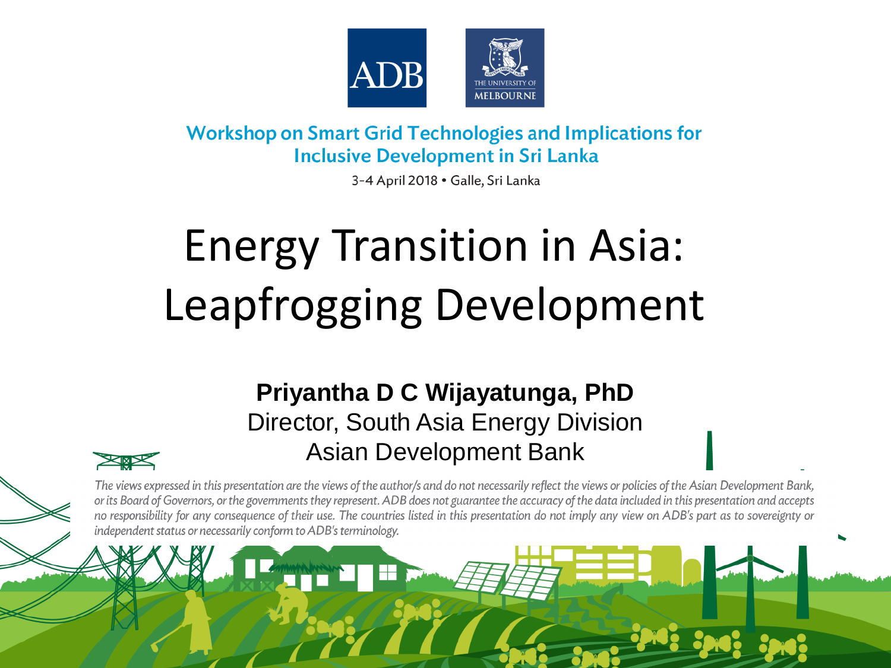ADB

THE UNIVERSITY OF MELBOURNE

**Workshop on Smart Grid Technologies and Implications for Inclusive Development in Sri Lanka**

3-4 April 2018 • Galle, Sri Lanka

# Energy Transition in Asia: Leapfrogging Development

**Priyantha D C Wijayatunga, PhD**
Director, South Asia Energy Division
Asian Development Bank

*The views expressed in this presentation are the views of the author/s and do not necessarily reflect the views or policies of the Asian Development Bank, or its Board of Governors, or the governments they represent. ADB does not guarantee the accuracy of the data included in this presentation and accepts no responsibility for any consequence of their use. The countries listed in this presentation do not imply any view on ADB's part as to sovereignty or independent status or necessarily conform to ADB's terminology.*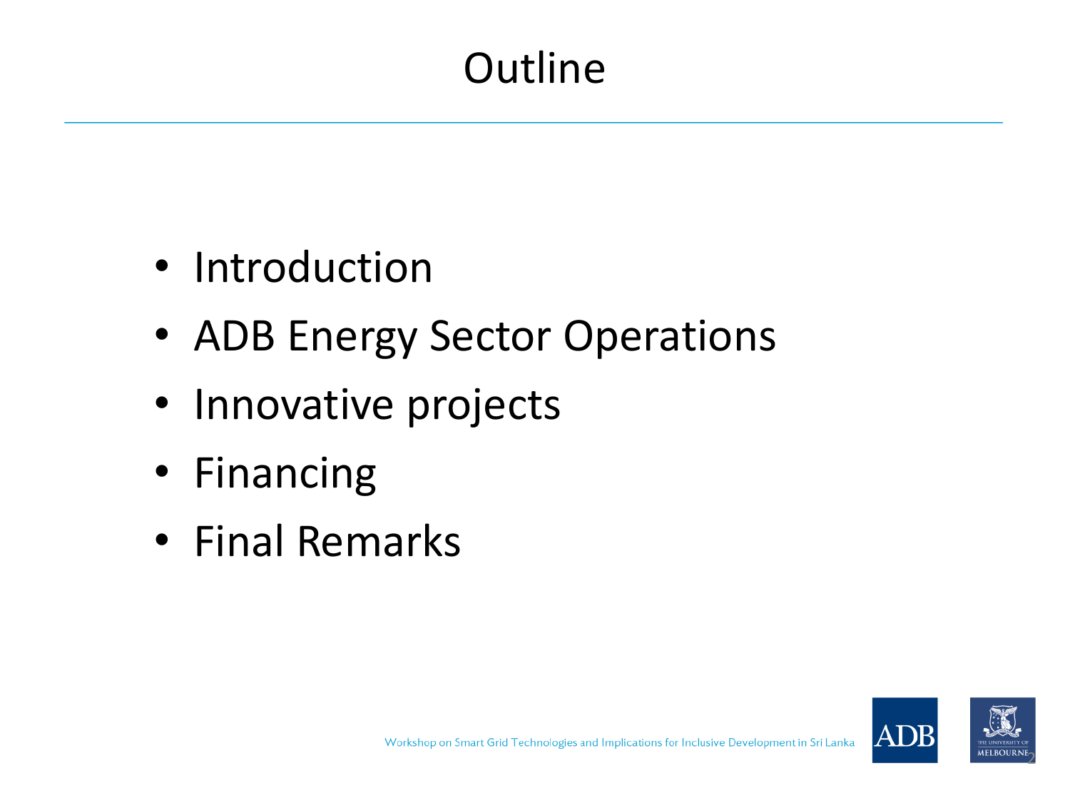# Outline

- Introduction
- ADB Energy Sector Operations
- Innovative projects
- Financing
- Final Remarks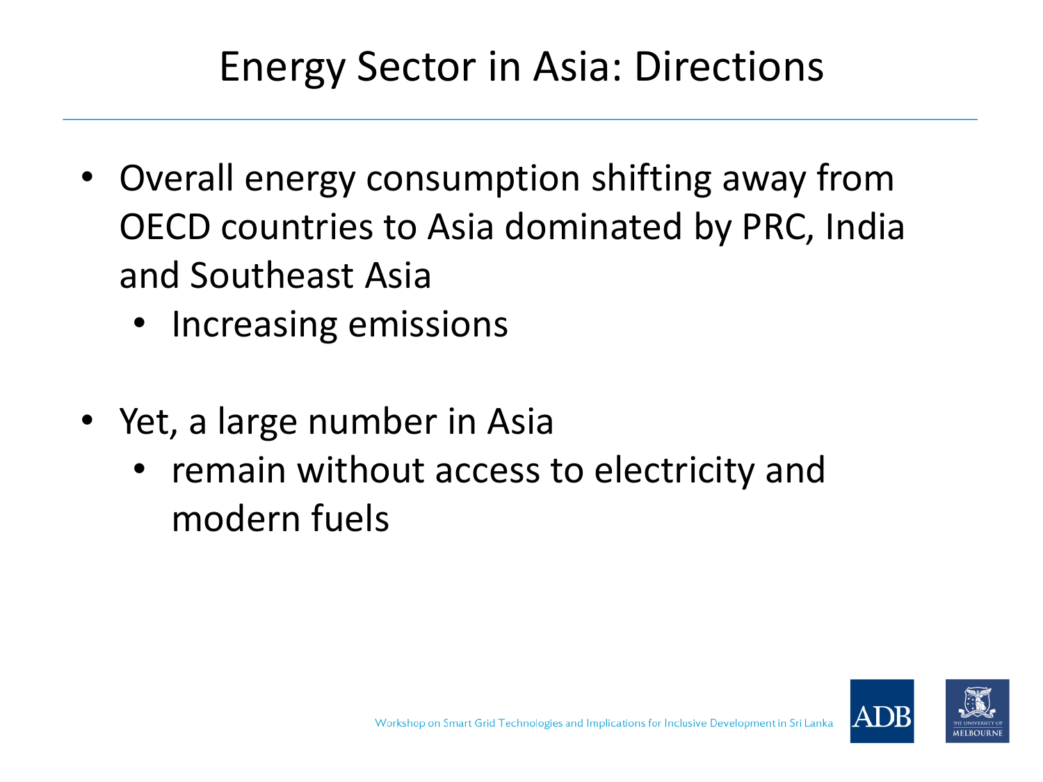# Energy Sector in Asia: Directions

- Overall energy consumption shifting away from OECD countries to Asia dominated by PRC, India and Southeast Asia
  - Increasing emissions
- Yet, a large number in Asia
  - remain without access to electricity and modern fuels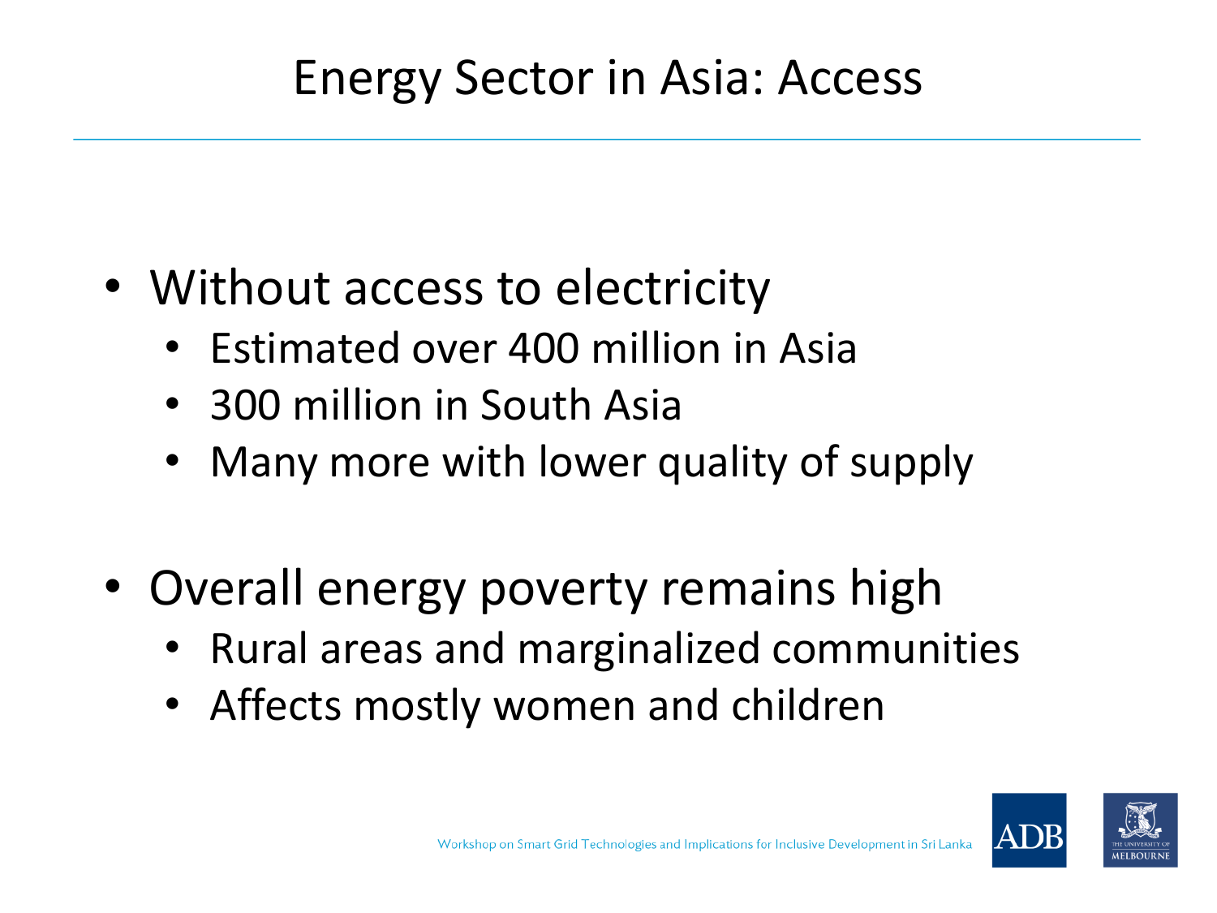# Energy Sector in Asia: Access

- Without access to electricity
  - Estimated over 400 million in Asia
  - 300 million in South Asia
  - Many more with lower quality of supply
- Overall energy poverty remains high
  - Rural areas and marginalized communities
  - Affects mostly women and children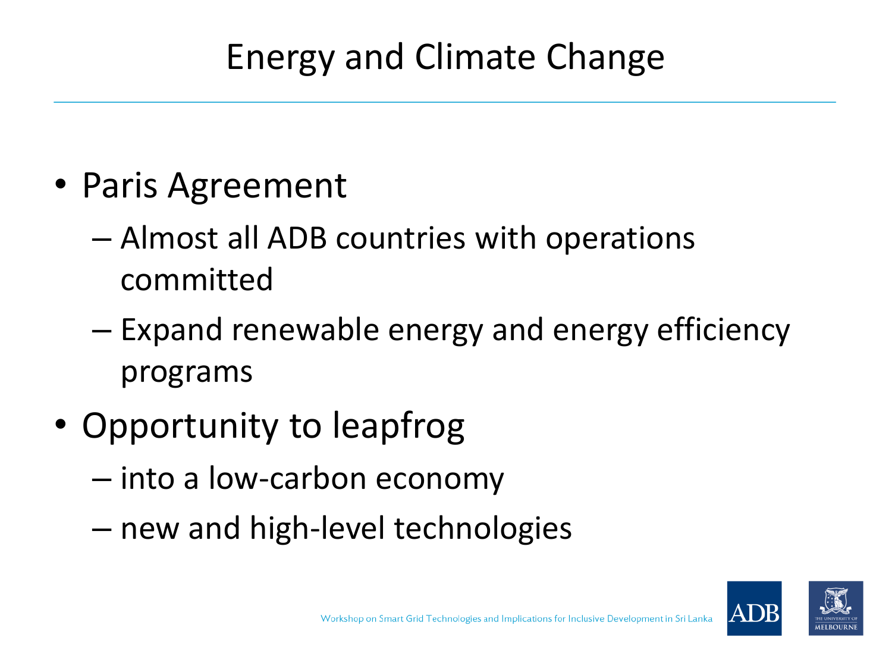# Energy and Climate Change

- Paris Agreement
  - Almost all ADB countries with operations committed
  - Expand renewable energy and energy efficiency programs
- Opportunity to leapfrog
  - into a low-carbon economy
  - new and high-level technologies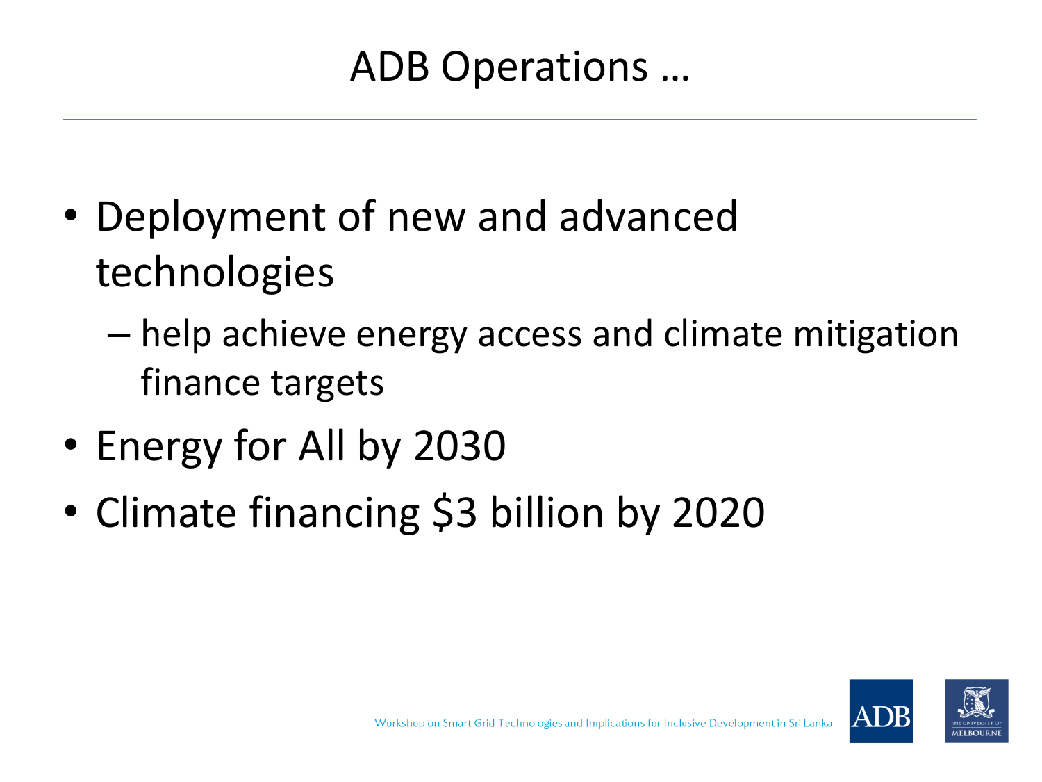# ADB Operations …

- Deployment of new and advanced technologies
  - help achieve energy access and climate mitigation finance targets
- Energy for All by 2030
- Climate financing $3 billion by 2020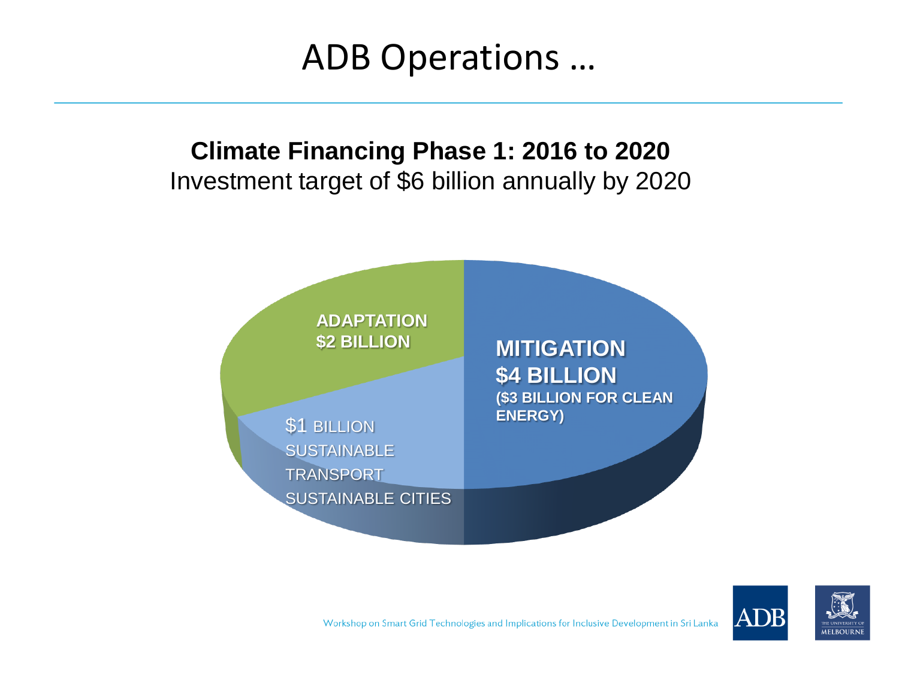# ADB Operations …

**Climate Financing Phase 1: 2016 to 2020**

Investment target of $6 billion annually by 2020

**ADAPTATION**
**$2 BILLION**

**MITIGATION**
**$4 BILLION**
**($3 BILLION FOR CLEAN ENERGY)**

$1 BILLION
SUSTAINABLE TRANSPORT
SUSTAINABLE CITIES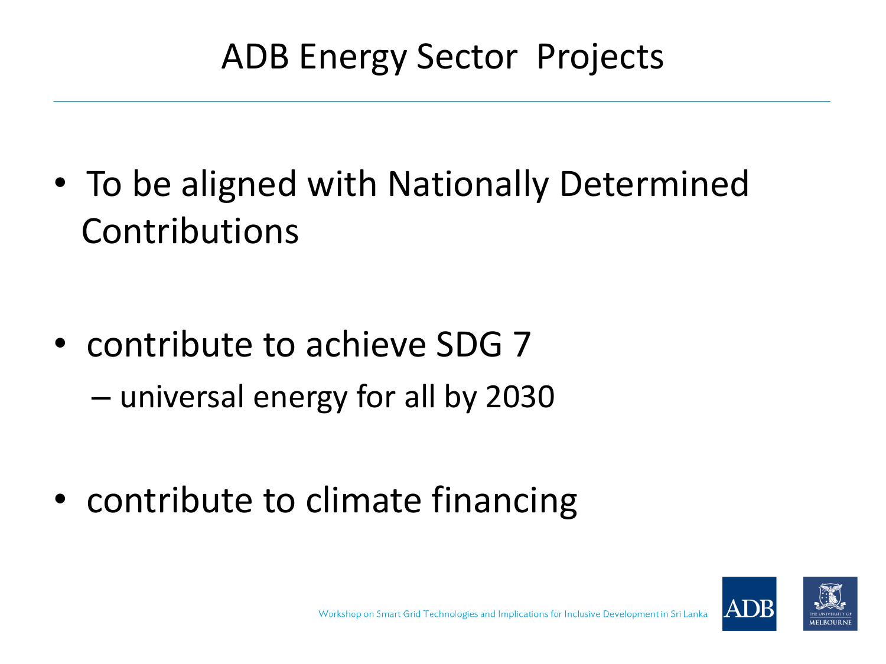# ADB Energy Sector Projects

- To be aligned with Nationally Determined Contributions

- contribute to achieve SDG 7
  - universal energy for all by 2030

- contribute to climate financing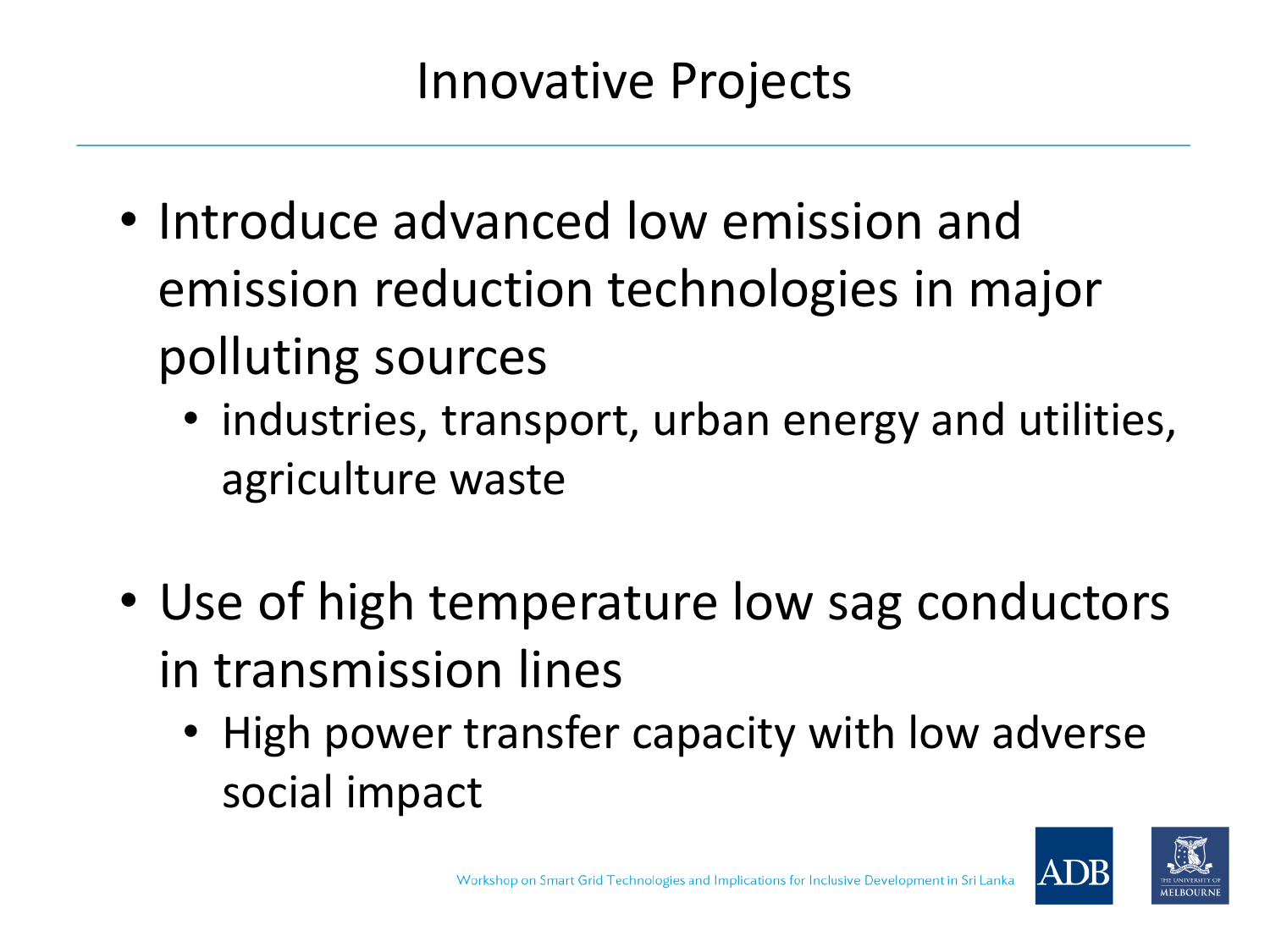# Innovative Projects

- Introduce advanced low emission and emission reduction technologies in major polluting sources
  - industries, transport, urban energy and utilities, agriculture waste
- Use of high temperature low sag conductors in transmission lines
  - High power transfer capacity with low adverse social impact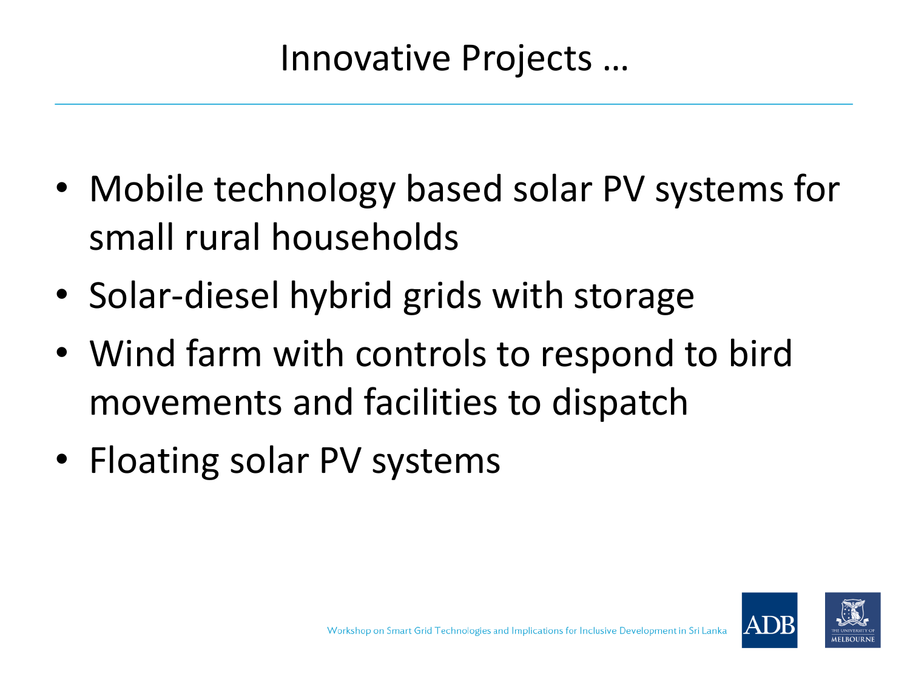# Innovative Projects …

- Mobile technology based solar PV systems for small rural households
- Solar-diesel hybrid grids with storage
- Wind farm with controls to respond to bird movements and facilities to dispatch
- Floating solar PV systems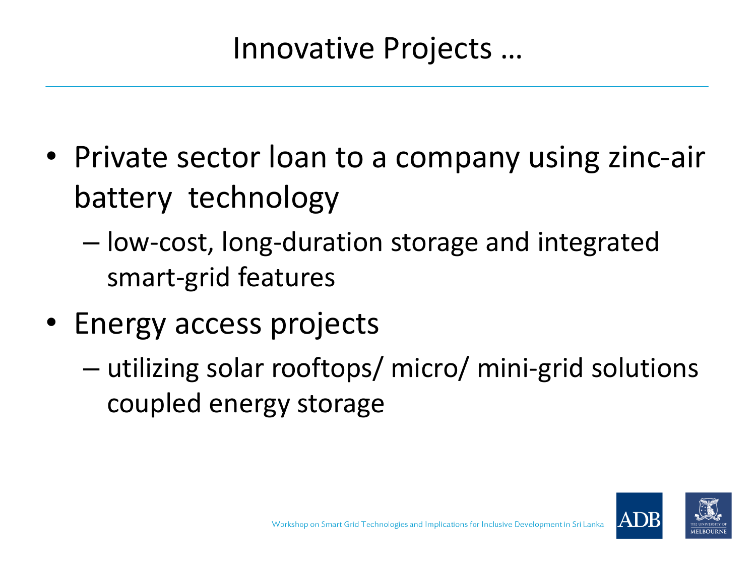# Innovative Projects …

- Private sector loan to a company using zinc-air battery technology
  - low-cost, long-duration storage and integrated smart-grid features
- Energy access projects
  - utilizing solar rooftops/ micro/ mini-grid solutions coupled energy storage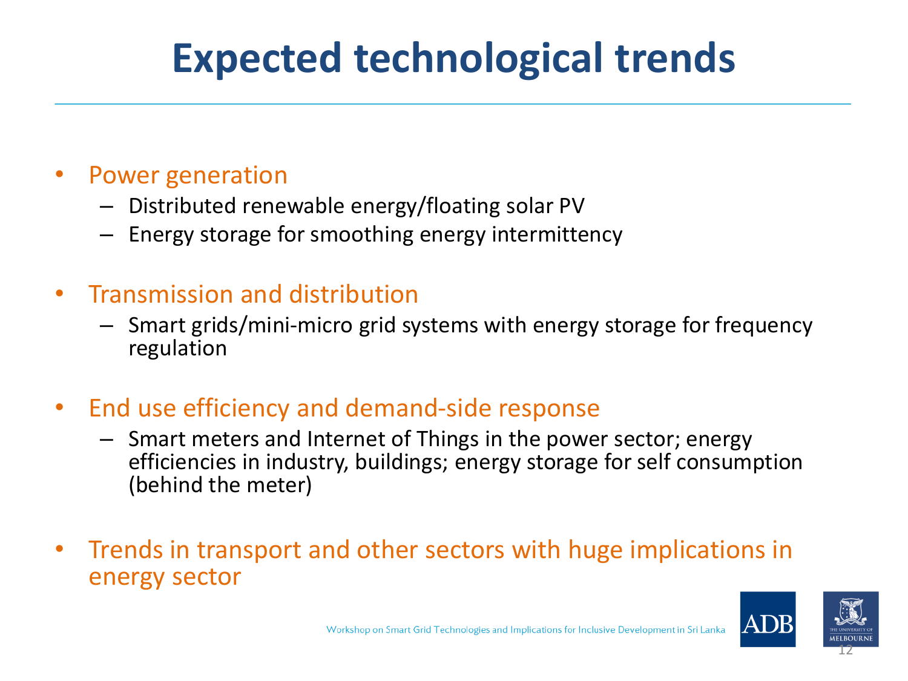# Expected technological trends

- Power generation
  - Distributed renewable energy/floating solar PV
  - Energy storage for smoothing energy intermittency

- Transmission and distribution
  - Smart grids/mini-micro grid systems with energy storage for frequency regulation

- End use efficiency and demand-side response
  - Smart meters and Internet of Things in the power sector; energy efficiencies in industry, buildings; energy storage for self consumption (behind the meter)

- Trends in transport and other sectors with huge implications in energy sector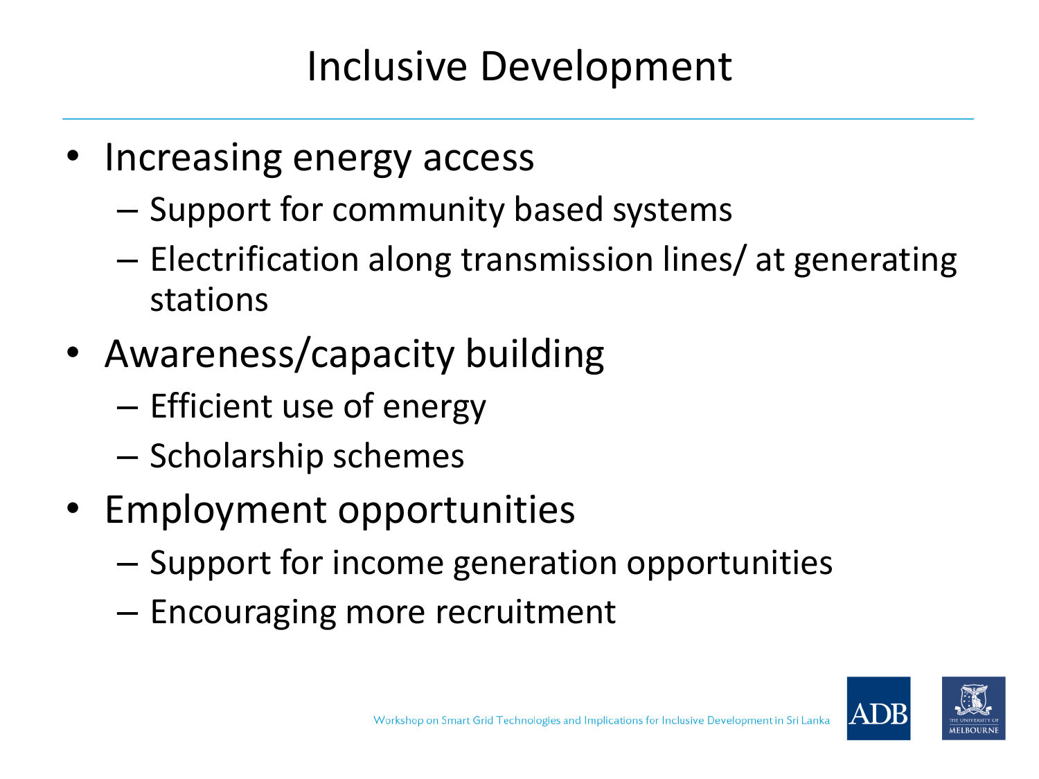# Inclusive Development

- Increasing energy access
  - Support for community based systems
  - Electrification along transmission lines/ at generating stations
- Awareness/capacity building
  - Efficient use of energy
  - Scholarship schemes
- Employment opportunities
  - Support for income generation opportunities
  - Encouraging more recruitment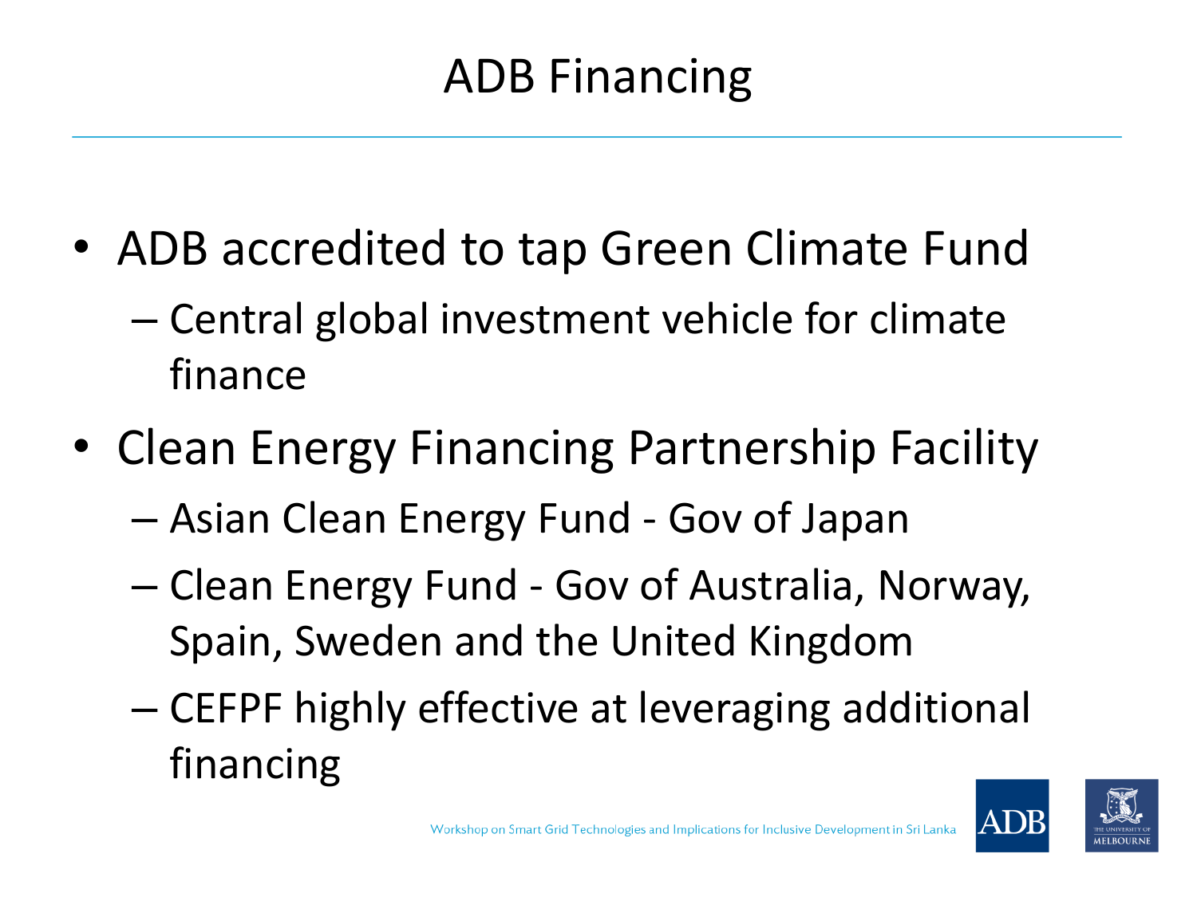# ADB Financing

- ADB accredited to tap Green Climate Fund
  - Central global investment vehicle for climate finance
- Clean Energy Financing Partnership Facility
  - Asian Clean Energy Fund - Gov of Japan
  - Clean Energy Fund - Gov of Australia, Norway, Spain, Sweden and the United Kingdom
  - CEFPF highly effective at leveraging additional financing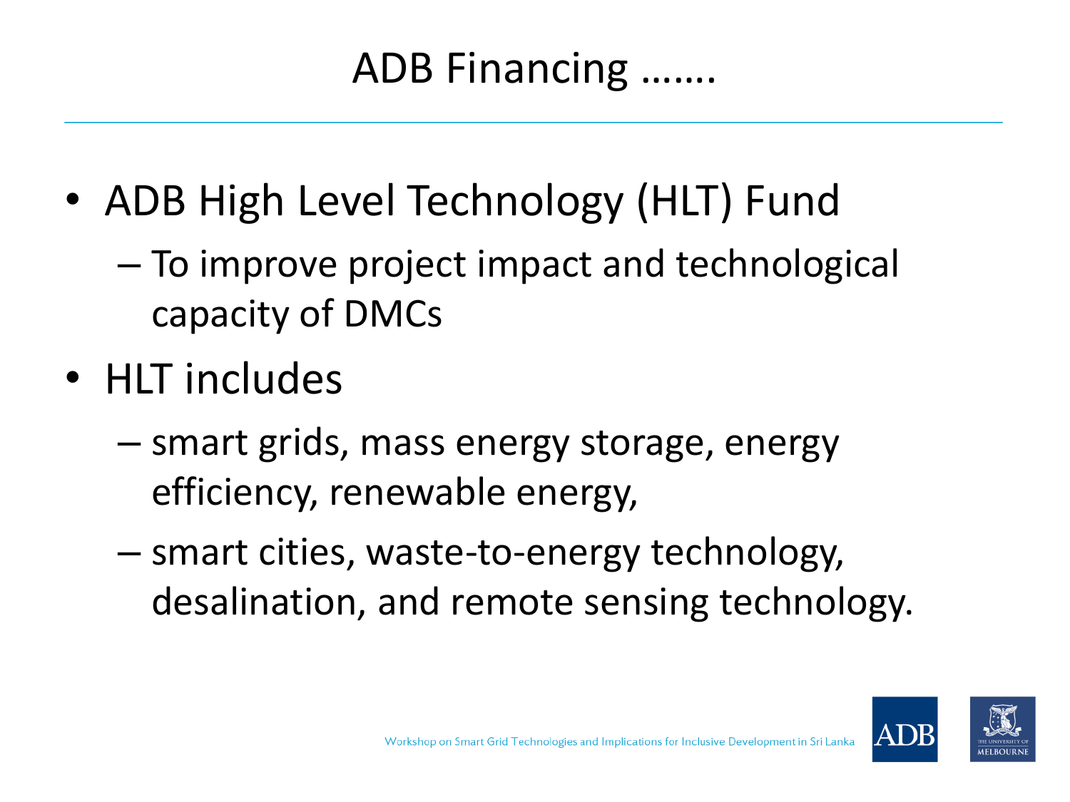# ADB Financing …….

- ADB High Level Technology (HLT) Fund
  - To improve project impact and technological capacity of DMCs
- HLT includes
  - smart grids, mass energy storage, energy efficiency, renewable energy,
  - smart cities, waste-to-energy technology, desalination, and remote sensing technology.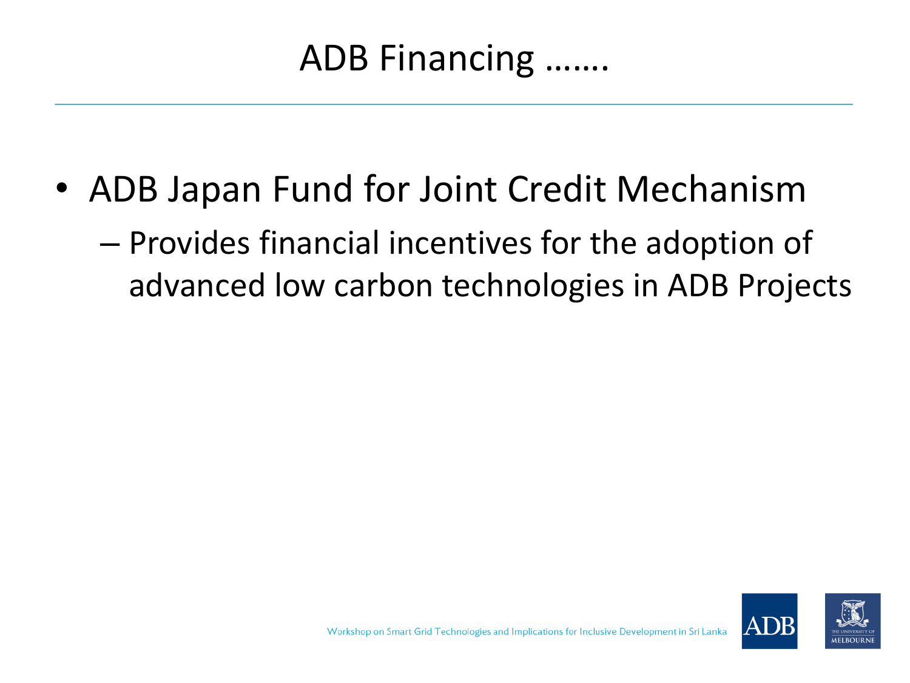# ADB Financing …….

- ADB Japan Fund for Joint Credit Mechanism
  - Provides financial incentives for the adoption of advanced low carbon technologies in ADB Projects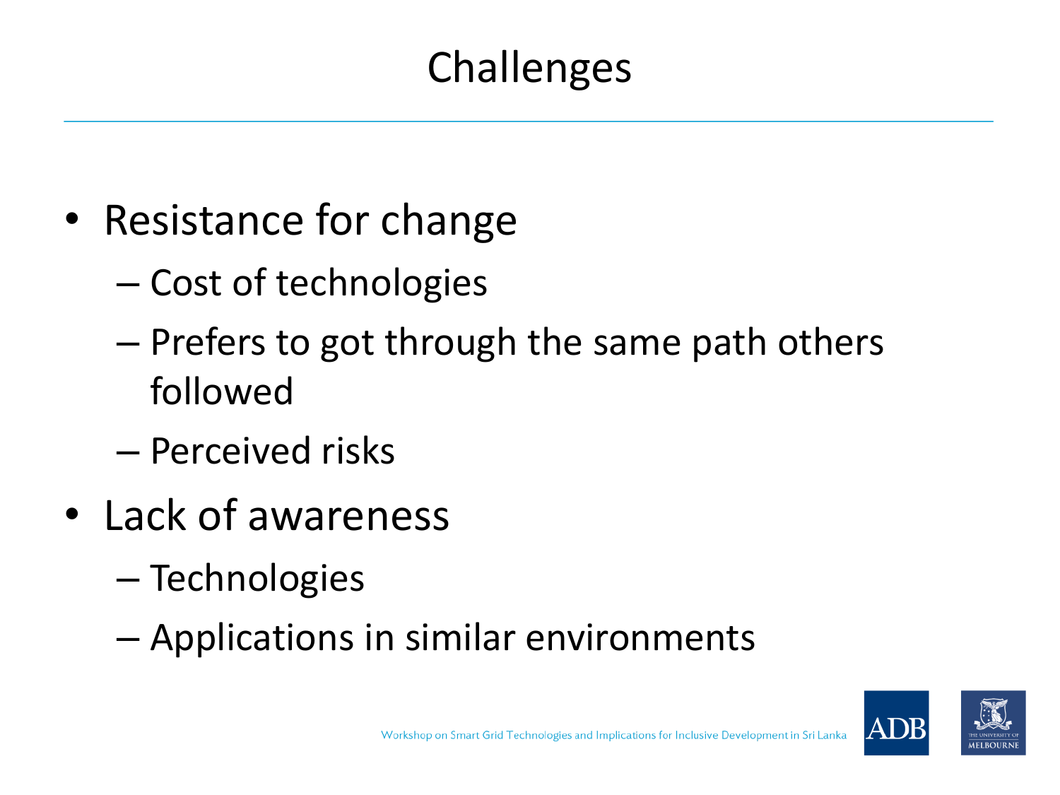# Challenges

- Resistance for change
  - Cost of technologies
  - Prefers to got through the same path others followed
  - Perceived risks
- Lack of awareness
  - Technologies
  - Applications in similar environments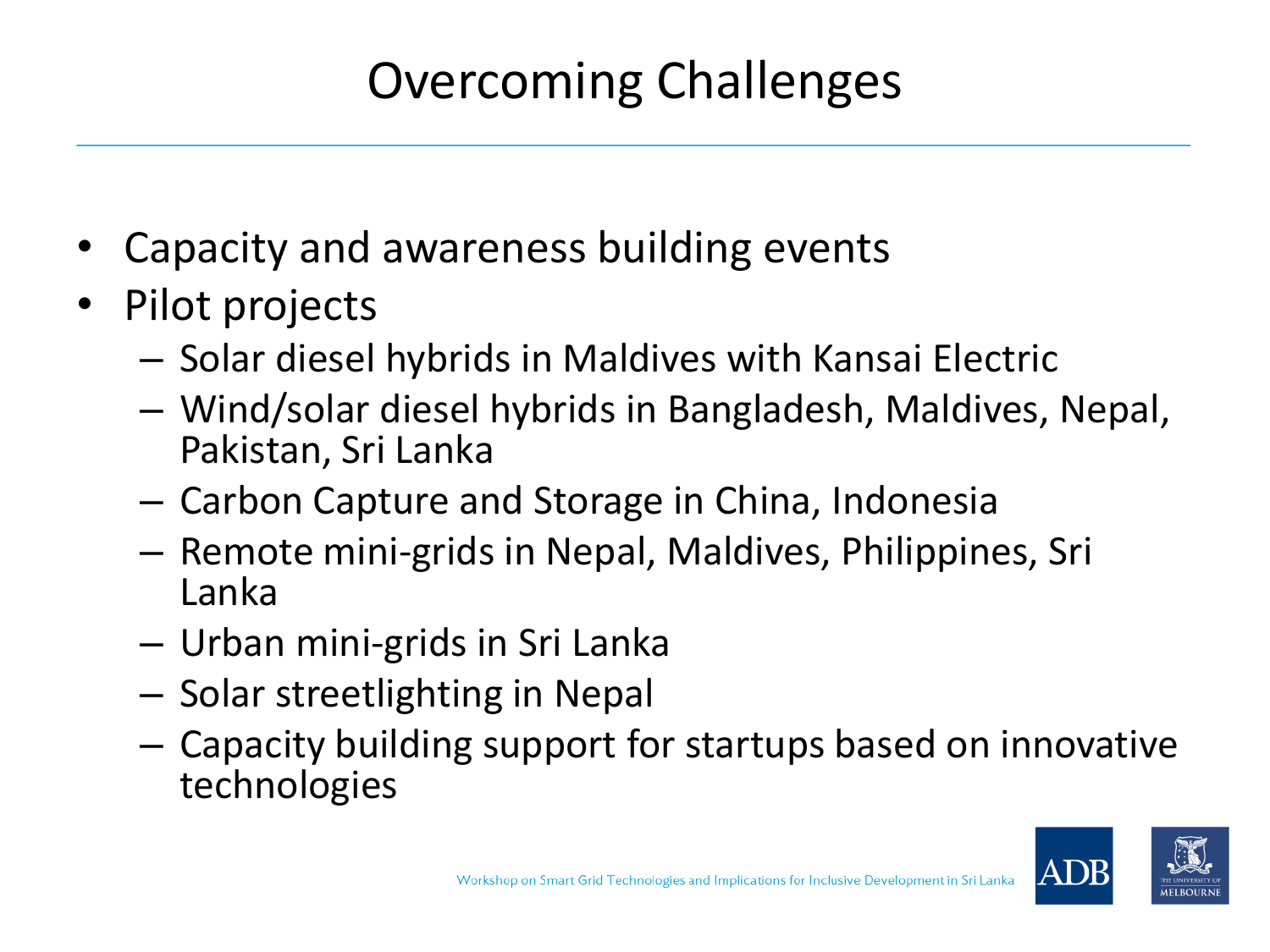# Overcoming Challenges

- Capacity and awareness building events
- Pilot projects
  - Solar diesel hybrids in Maldives with Kansai Electric
  - Wind/solar diesel hybrids in Bangladesh, Maldives, Nepal, Pakistan, Sri Lanka
  - Carbon Capture and Storage in China, Indonesia
  - Remote mini-grids in Nepal, Maldives, Philippines, Sri Lanka
  - Urban mini-grids in Sri Lanka
  - Solar streetlighting in Nepal
  - Capacity building support for startups based on innovative technologies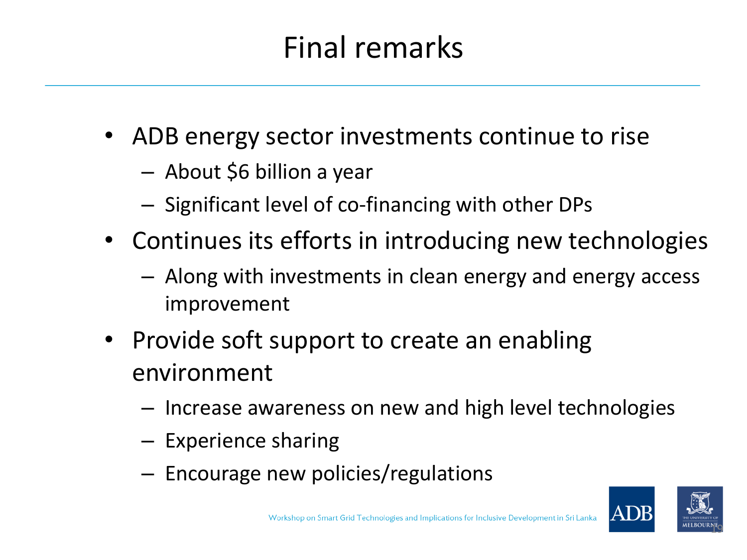# Final remarks

- ADB energy sector investments continue to rise
  - About $6 billion a year
  - Significant level of co-financing with other DPs
- Continues its efforts in introducing new technologies
  - Along with investments in clean energy and energy access improvement
- Provide soft support to create an enabling environment
  - Increase awareness on new and high level technologies
  - Experience sharing
  - Encourage new policies/regulations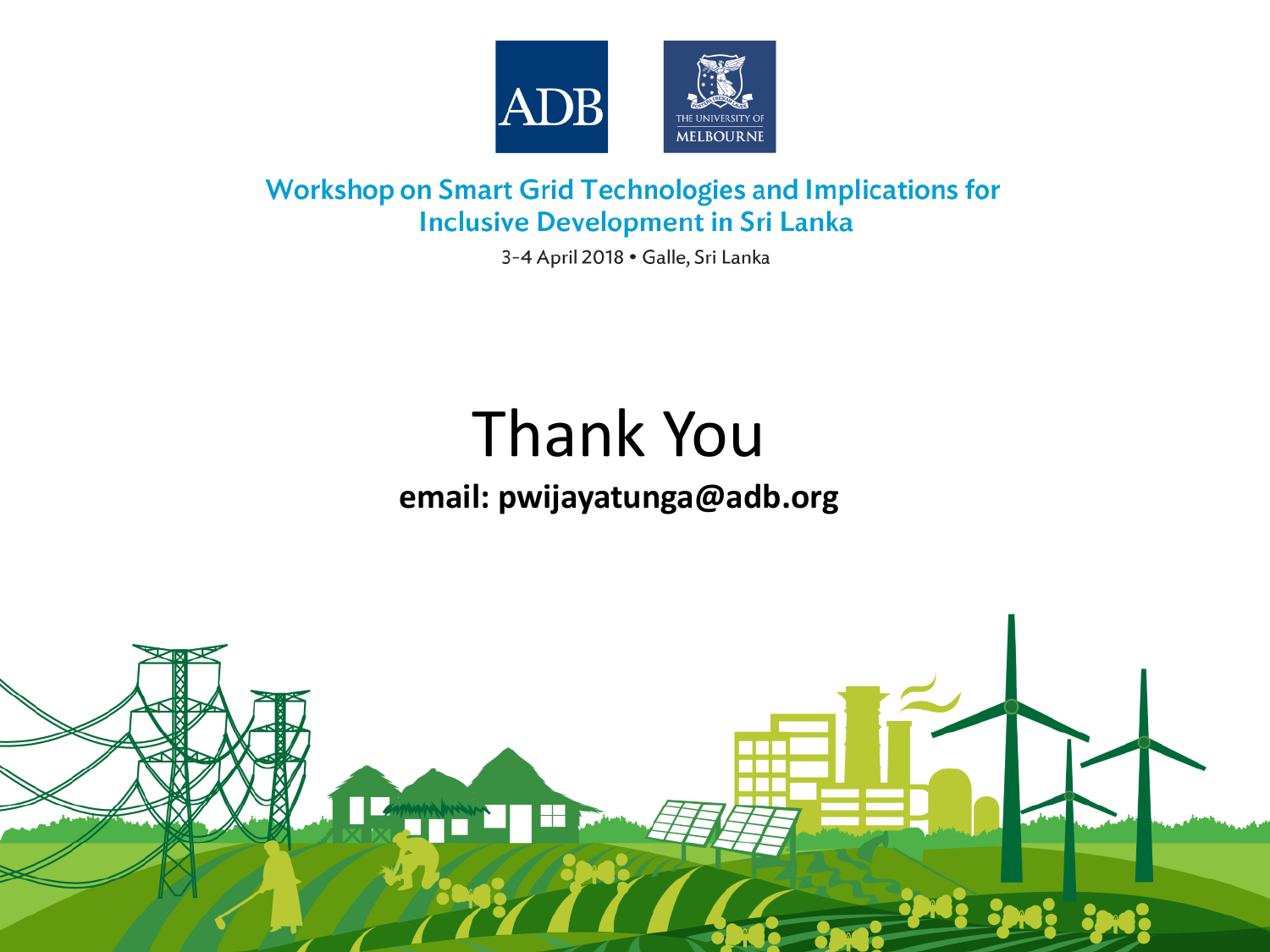Workshop on Smart Grid Technologies and Implications for Inclusive Development in Sri Lanka

3-4 April 2018 • Galle, Sri Lanka

# Thank You

**email: pwijayatunga@adb.org**